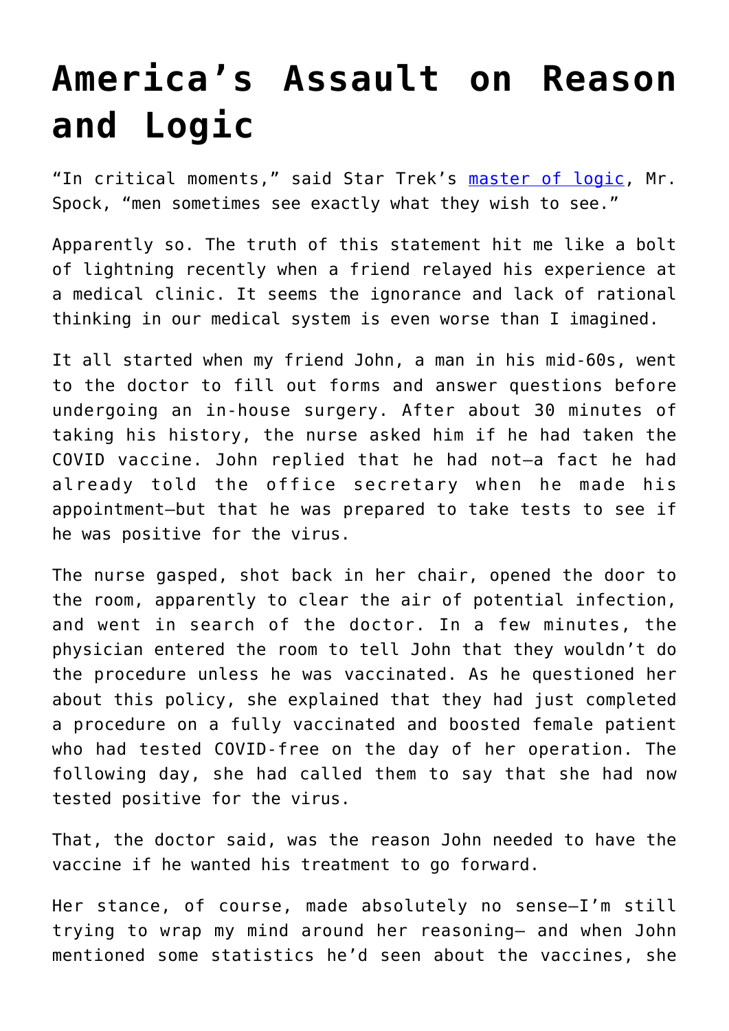# America's Assault on Reason and Logic

"In critical moments," said Star Trek's master of logic, Mr. Spock, "men sometimes see exactly what they wish to see."

Apparently so. The truth of this statement hit me like a bolt of lightning recently when a friend relayed his experience at a medical clinic. It seems the ignorance and lack of rational thinking in our medical system is even worse than I imagined.

It all started when my friend John, a man in his mid-60s, went to the doctor to fill out forms and answer questions before undergoing an in-house surgery. After about 30 minutes of taking his history, the nurse asked him if he had taken the COVID vaccine. John replied that he had not—a fact he had already told the office secretary when he made his appointment—but that he was prepared to take tests to see if he was positive for the virus.

The nurse gasped, shot back in her chair, opened the door to the room, apparently to clear the air of potential infection, and went in search of the doctor. In a few minutes, the physician entered the room to tell John that they wouldn't do the procedure unless he was vaccinated. As he questioned her about this policy, she explained that they had just completed a procedure on a fully vaccinated and boosted female patient who had tested COVID-free on the day of her operation. The following day, she had called them to say that she had now tested positive for the virus.

That, the doctor said, was the reason John needed to have the vaccine if he wanted his treatment to go forward.

Her stance, of course, made absolutely no sense—I'm still trying to wrap my mind around her reasoning— and when John mentioned some statistics he'd seen about the vaccines, she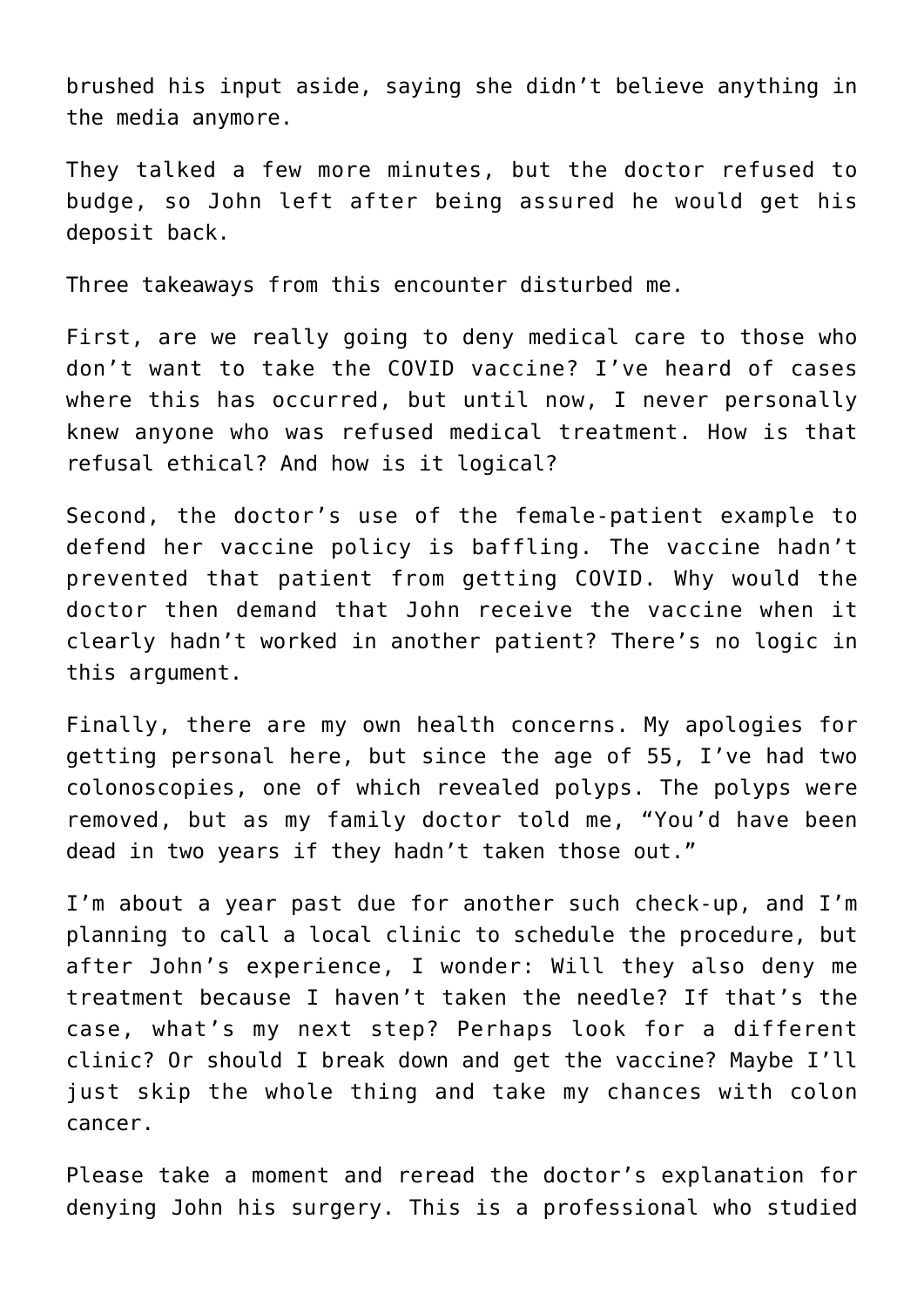brushed his input aside, saying she didn't believe anything in the media anymore.

They talked a few more minutes, but the doctor refused to budge, so John left after being assured he would get his deposit back.

Three takeaways from this encounter disturbed me.

First, are we really going to deny medical care to those who don't want to take the COVID vaccine? I've heard of cases where this has occurred, but until now, I never personally knew anyone who was refused medical treatment. How is that refusal ethical? And how is it logical?

Second, the doctor's use of the female-patient example to defend her vaccine policy is baffling. The vaccine hadn't prevented that patient from getting COVID. Why would the doctor then demand that John receive the vaccine when it clearly hadn't worked in another patient? There's no logic in this argument.

Finally, there are my own health concerns. My apologies for getting personal here, but since the age of 55, I've had two colonoscopies, one of which revealed polyps. The polyps were removed, but as my family doctor told me, "You'd have been dead in two years if they hadn't taken those out."

I'm about a year past due for another such check-up, and I'm planning to call a local clinic to schedule the procedure, but after John's experience, I wonder: Will they also deny me treatment because I haven't taken the needle? If that's the case, what's my next step? Perhaps look for a different clinic? Or should I break down and get the vaccine? Maybe I'll just skip the whole thing and take my chances with colon cancer.

Please take a moment and reread the doctor's explanation for denying John his surgery. This is a professional who studied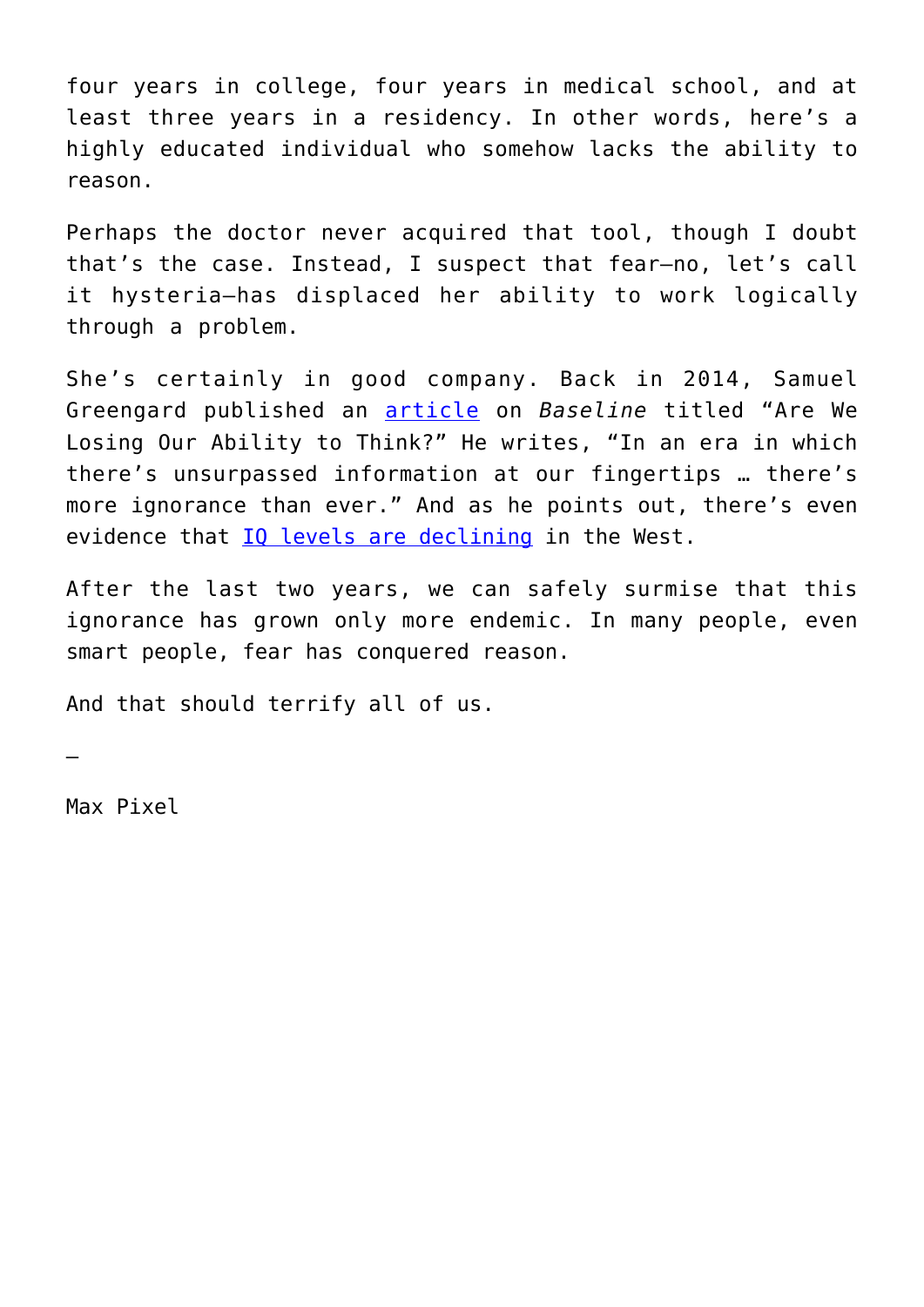four years in college, four years in medical school, and at least three years in a residency. In other words, here's a highly educated individual who somehow lacks the ability to reason.

Perhaps the doctor never acquired that tool, though I doubt that's the case. Instead, I suspect that fear—no, let's call it hysteria—has displaced her ability to work logically through a problem.

She's certainly in good company. Back in 2014, Samuel Greengard published an [article](#) on *Baseline* titled "Are We Losing Our Ability to Think?" He writes, "In an era in which there's unsurpassed information at our fingertips … there's more ignorance than ever." And as he points out, there's even evidence that [IQ levels are declining](#) in the West.

After the last two years, we can safely surmise that this ignorance has grown only more endemic. In many people, even smart people, fear has conquered reason.

And that should terrify all of us.

—

Max Pixel